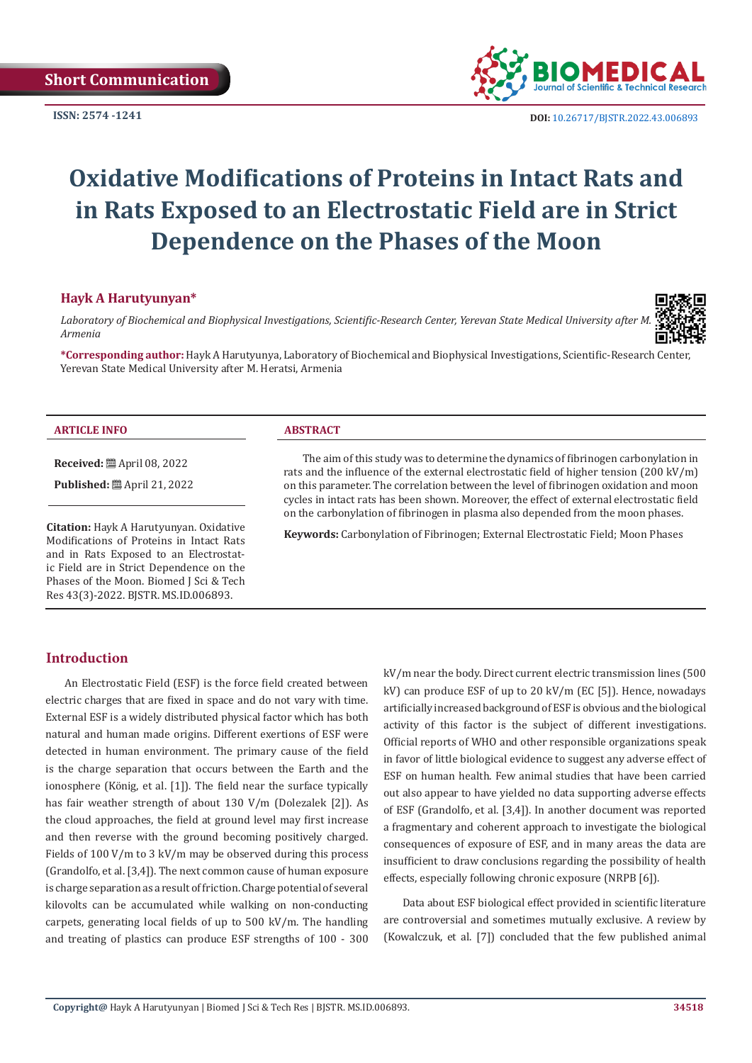Short Communication

ISSN: 2574 -1241

DOI: 10.26717/BJSTR.2022.43.006893

# Oxidative Modifications of Proteins in Intact Rats and in Rats Exposed to an Electrostatic Field are in Strict Dependence on the Phases of the Moon

**Hayk A Harutyunyan***

*Laboratory of Biochemical and Biophysical Investigations, Scientific-Research Center, Yerevan State Medical University after M. Armenia*

***Corresponding author:** Hayk A Harutyunya, Laboratory of Biochemical and Biophysical Investigations, Scientific-Research Center, Yerevan State Medical University after M. Heratsi, Armenia

**ARTICLE INFO**

**Received:** April 08, 2022

**Published:** April 21, 2022

**Citation:** Hayk A Harutyunyan. Oxidative Modifications of Proteins in Intact Rats and in Rats Exposed to an Electrostatic Field are in Strict Dependence on the Phases of the Moon. Biomed J Sci & Tech Res 43(3)-2022. BJSTR. MS.ID.006893.

**ABSTRACT**

The aim of this study was to determine the dynamics of fibrinogen carbonylation in rats and the influence of the external electrostatic field of higher tension (200 kV/m) on this parameter. The correlation between the level of fibrinogen oxidation and moon cycles in intact rats has been shown. Moreover, the effect of external electrostatic field on the carbonylation of fibrinogen in plasma also depended from the moon phases.

**Keywords:** Carbonylation of Fibrinogen; External Electrostatic Field; Moon Phases

## Introduction

An Electrostatic Field (ESF) is the force field created between electric charges that are fixed in space and do not vary with time. External ESF is a widely distributed physical factor which has both natural and human made origins. Different exertions of ESF were detected in human environment. The primary cause of the field is the charge separation that occurs between the Earth and the ionosphere (König, et al. [1]). The field near the surface typically has fair weather strength of about 130 V/m (Dolezalek [2]). As the cloud approaches, the field at ground level may first increase and then reverse with the ground becoming positively charged. Fields of 100 V/m to 3 kV/m may be observed during this process (Grandolfo, et al. [3,4]). The next common cause of human exposure is charge separation as a result of friction. Charge potential of several kilovolts can be accumulated while walking on non-conducting carpets, generating local fields of up to 500 kV/m. The handling and treating of plastics can produce ESF strengths of 100 - 300 kV/m near the body. Direct current electric transmission lines (500 kV) can produce ESF of up to 20 kV/m (EC [5]). Hence, nowadays artificially increased background of ESF is obvious and the biological activity of this factor is the subject of different investigations. Official reports of WHO and other responsible organizations speak in favor of little biological evidence to suggest any adverse effect of ESF on human health. Few animal studies that have been carried out also appear to have yielded no data supporting adverse effects of ESF (Grandolfo, et al. [3,4]). In another document was reported a fragmentary and coherent approach to investigate the biological consequences of exposure of ESF, and in many areas the data are insufficient to draw conclusions regarding the possibility of health effects, especially following chronic exposure (NRPB [6]).

Data about ESF biological effect provided in scientific literature are controversial and sometimes mutually exclusive. A review by (Kowalczuk, et al. [7]) concluded that the few published animal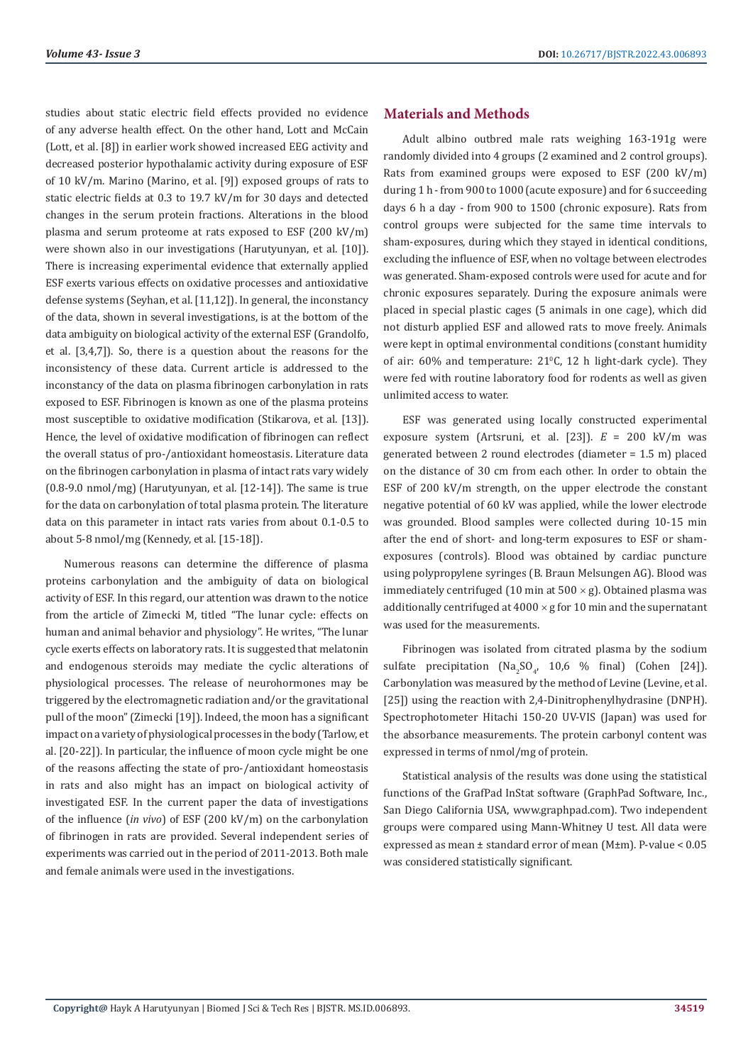studies about static electric field effects provided no evidence of any adverse health effect. On the other hand, Lott and McCain (Lott, et al. [8]) in earlier work showed increased EEG activity and decreased posterior hypothalamic activity during exposure of ESF of 10 kV/m. Marino (Marino, et al. [9]) exposed groups of rats to static electric fields at 0.3 to 19.7 kV/m for 30 days and detected changes in the serum protein fractions. Alterations in the blood plasma and serum proteome at rats exposed to ESF (200 kV/m) were shown also in our investigations (Harutyunyan, et al. [10]). There is increasing experimental evidence that externally applied ESF exerts various effects on oxidative processes and antioxidative defense systems (Seyhan, et al. [11,12]). In general, the inconstancy of the data, shown in several investigations, is at the bottom of the data ambiguity on biological activity of the external ESF (Grandolfo, et al. [3,4,7]). So, there is a question about the reasons for the inconsistency of these data. Current article is addressed to the inconstancy of the data on plasma fibrinogen carbonylation in rats exposed to ESF. Fibrinogen is known as one of the plasma proteins most susceptible to oxidative modification (Stikarova, et al. [13]). Hence, the level of oxidative modification of fibrinogen can reflect the overall status of pro-/antioxidant homeostasis. Literature data on the fibrinogen carbonylation in plasma of intact rats vary widely (0.8-9.0 nmol/mg) (Harutyunyan, et al. [12-14]). The same is true for the data on carbonylation of total plasma protein. The literature data on this parameter in intact rats varies from about 0.1-0.5 to about 5-8 nmol/mg (Kennedy, et al. [15-18]).

Numerous reasons can determine the difference of plasma proteins carbonylation and the ambiguity of data on biological activity of ESF. In this regard, our attention was drawn to the notice from the article of Zimecki M, titled "The lunar cycle: effects on human and animal behavior and physiology". He writes, "The lunar cycle exerts effects on laboratory rats. It is suggested that melatonin and endogenous steroids may mediate the cyclic alterations of physiological processes. The release of neurohormones may be triggered by the electromagnetic radiation and/or the gravitational pull of the moon" (Zimecki [19]). Indeed, the moon has a significant impact on a variety of physiological processes in the body (Tarlow, et al. [20-22]). In particular, the influence of moon cycle might be one of the reasons affecting the state of pro-/antioxidant homeostasis in rats and also might has an impact on biological activity of investigated ESF. In the current paper the data of investigations of the influence (*in vivo*) of ESF (200 kV/m) on the carbonylation of fibrinogen in rats are provided. Several independent series of experiments was carried out in the period of 2011-2013. Both male and female animals were used in the investigations.

## Materials and Methods

Adult albino outbred male rats weighing 163-191g were randomly divided into 4 groups (2 examined and 2 control groups). Rats from examined groups were exposed to ESF (200 kV/m) during 1 h - from 900 to 1000 (acute exposure) and for 6 succeeding days 6 h a day - from 900 to 1500 (chronic exposure). Rats from control groups were subjected for the same time intervals to sham-exposures, during which they stayed in identical conditions, excluding the influence of ESF, when no voltage between electrodes was generated. Sham-exposed controls were used for acute and for chronic exposures separately. During the exposure animals were placed in special plastic cages (5 animals in one cage), which did not disturb applied ESF and allowed rats to move freely. Animals were kept in optimal environmental conditions (constant humidity of air: 60% and temperature: 21$^0$C, 12 h light-dark cycle). They were fed with routine laboratory food for rodents as well as given unlimited access to water.

ESF was generated using locally constructed experimental exposure system (Artsruni, et al. [23]). $E$ = 200 kV/m was generated between 2 round electrodes (diameter = 1.5 m) placed on the distance of 30 cm from each other. In order to obtain the ESF of 200 kV/m strength, on the upper electrode the constant negative potential of 60 kV was applied, while the lower electrode was grounded. Blood samples were collected during 10-15 min after the end of short- and long-term exposures to ESF or sham-exposures (controls). Blood was obtained by cardiac puncture using polypropylene syringes (B. Braun Melsungen AG). Blood was immediately centrifuged (10 min at 500 × g). Obtained plasma was additionally centrifuged at 4000 × g for 10 min and the supernatant was used for the measurements.

Fibrinogen was isolated from citrated plasma by the sodium sulfate precipitation ($Na_2SO_4$, 10,6 % final) (Cohen [24]). Carbonylation was measured by the method of Levine (Levine, et al. [25]) using the reaction with 2,4-Dinitrophenylhydrasine (DNPH). Spectrophotometer Hitachi 150-20 UV-VIS (Japan) was used for the absorbance measurements. The protein carbonyl content was expressed in terms of nmol/mg of protein.

Statistical analysis of the results was done using the statistical functions of the GrafPad InStat software (GraphPad Software, Inc., San Diego California USA, www.graphpad.com). Two independent groups were compared using Mann-Whitney U test. All data were expressed as mean ± standard error of mean (M±m). P-value < 0.05 was considered statistically significant.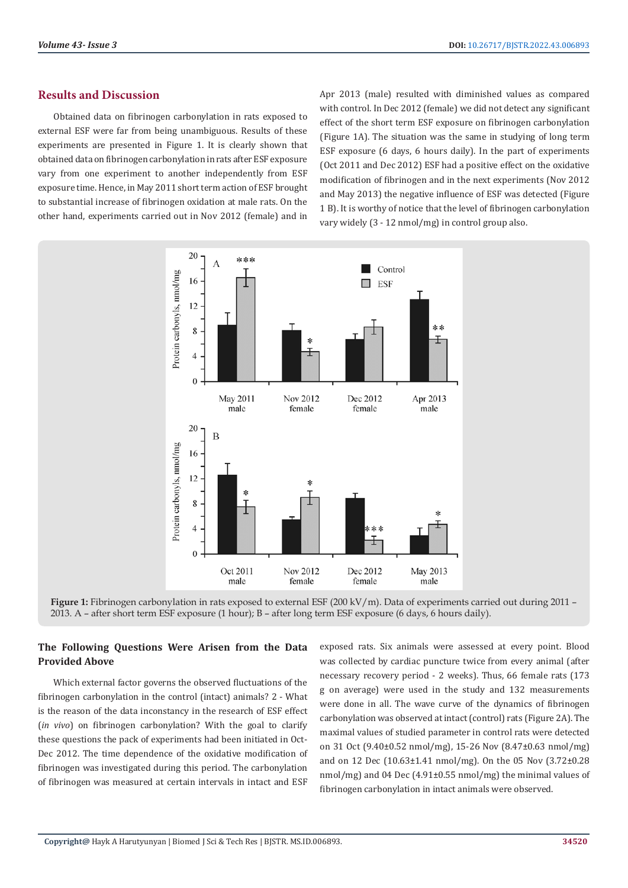## Results and Discussion

Obtained data on fibrinogen carbonylation in rats exposed to external ESF were far from being unambiguous. Results of these experiments are presented in Figure 1. It is clearly shown that obtained data on fibrinogen carbonylation in rats after ESF exposure vary from one experiment to another independently from ESF exposure time. Hence, in May 2011 short term action of ESF brought to substantial increase of fibrinogen oxidation at male rats. On the other hand, experiments carried out in Nov 2012 (female) and in Apr 2013 (male) resulted with diminished values as compared with control. In Dec 2012 (female) we did not detect any significant effect of the short term ESF exposure on fibrinogen carbonylation (Figure 1A). The situation was the same in studying of long term ESF exposure (6 days, 6 hours daily). In the part of experiments (Oct 2011 and Dec 2012) ESF had a positive effect on the oxidative modification of fibrinogen and in the next experiments (Nov 2012 and May 2013) the negative influence of ESF was detected (Figure 1 B). It is worthy of notice that the level of fibrinogen carbonylation vary widely (3 - 12 nmol/mg) in control group also.

**Figure 1:** Fibrinogen carbonylation in rats exposed to external ESF (200 kV/m). Data of experiments carried out during 2011 – 2013. A – after short term ESF exposure (1 hour); B – after long term ESF exposure (6 days, 6 hours daily).

### The Following Questions Were Arisen from the Data Provided Above

Which external factor governs the observed fluctuations of the fibrinogen carbonylation in the control (intact) animals? 2 - What is the reason of the data inconstancy in the research of ESF effect (*in vivo*) on fibrinogen carbonylation? With the goal to clarify these questions the pack of experiments had been initiated in Oct-Dec 2012. The time dependence of the oxidative modification of fibrinogen was investigated during this period. The carbonylation of fibrinogen was measured at certain intervals in intact and ESF exposed rats. Six animals were assessed at every point. Blood was collected by cardiac puncture twice from every animal (after necessary recovery period - 2 weeks). Thus, 66 female rats (173 g on average) were used in the study and 132 measurements were done in all. The wave curve of the dynamics of fibrinogen carbonylation was observed at intact (control) rats (Figure 2A). The maximal values of studied parameter in control rats were detected on 31 Oct (9.40±0.52 nmol/mg), 15-26 Nov (8.47±0.63 nmol/mg) and on 12 Dec (10.63±1.41 nmol/mg). On the 05 Nov (3.72±0.28 nmol/mg) and 04 Dec (4.91±0.55 nmol/mg) the minimal values of fibrinogen carbonylation in intact animals were observed.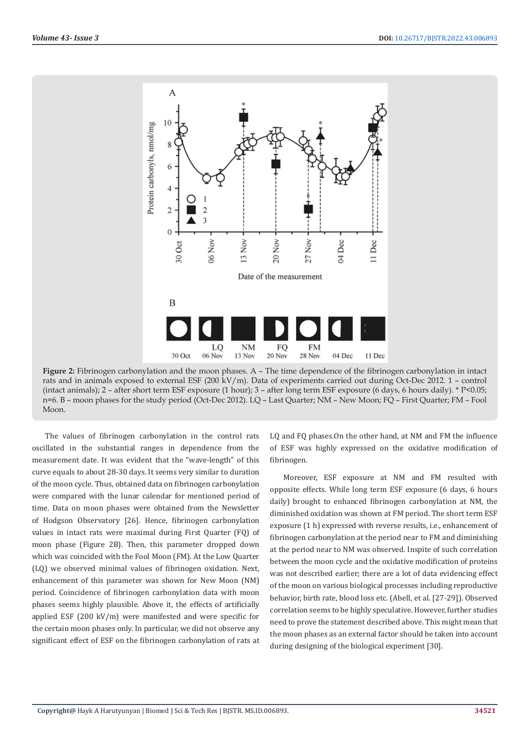**Figure 2:** Fibrinogen carbonylation and the moon phases. A – The time dependence of the fibrinogen carbonylation in intact rats and in animals exposed to external ESF (200 kV/m). Data of experiments carried out during Oct-Dec 2012. 1 – control (intact animals); 2 – after short term ESF exposure (1 hour); 3 – after long term ESF exposure (6 days, 6 hours daily). * P<0.05; n=6. B – moon phases for the study period (Oct-Dec 2012). LQ – Last Quarter; NM – New Moon; FQ – First Quarter; FM – Fool Moon.

The values of fibrinogen carbonylation in the control rats oscillated in the substantial ranges in dependence from the measurement date. It was evident that the "wave-length" of this curve equals to about 28-30 days. It seems very similar to duration of the moon cycle. Thus, obtained data on fibrinogen carbonylation were compared with the lunar calendar for mentioned period of time. Data on moon phases were obtained from the Newsletter of Hodgson Observatory [26]. Hence, fibrinogen carbonylation values in intact rats were maximal during First Quarter (FQ) of moon phase (Figure 2B). Then, this parameter dropped down which was coincided with the Fool Moon (FM). At the Low Quarter (LQ) we observed minimal values of fibrinogen oxidation. Next, enhancement of this parameter was shown for New Moon (NM) period. Coincidence of fibrinogen carbonylation data with moon phases seems highly plausible. Above it, the effects of artificially applied ESF (200 kV/m) were manifested and were specific for the certain moon phases only. In particular, we did not observe any significant effect of ESF on the fibrinogen carbonylation of rats at LQ and FQ phases.On the other hand, at NM and FM the influence of ESF was highly expressed on the oxidative modification of fibrinogen.

Moreover, ESF exposure at NM and FM resulted with opposite effects. While long term ESF exposure (6 days, 6 hours daily) brought to enhanced fibrinogen carbonylation at NM, the diminished oxidation was shown at FM period. The short term ESF exposure (1 h) expressed with reverse results, i.e., enhancement of fibrinogen carbonylation at the period near to FM and diminishing at the period near to NM was observed. Inspite of such correlation between the moon cycle and the oxidative modification of proteins was not described earlier; there are a lot of data evidencing effect of the moon on various biological processes including reproductive behavior, birth rate, blood loss etc. (Abell, et al. [27-29]). Observed correlation seems to be highly speculative. However, further studies need to prove the statement described above. This might mean that the moon phases as an external factor should be taken into account during designing of the biological experiment [30].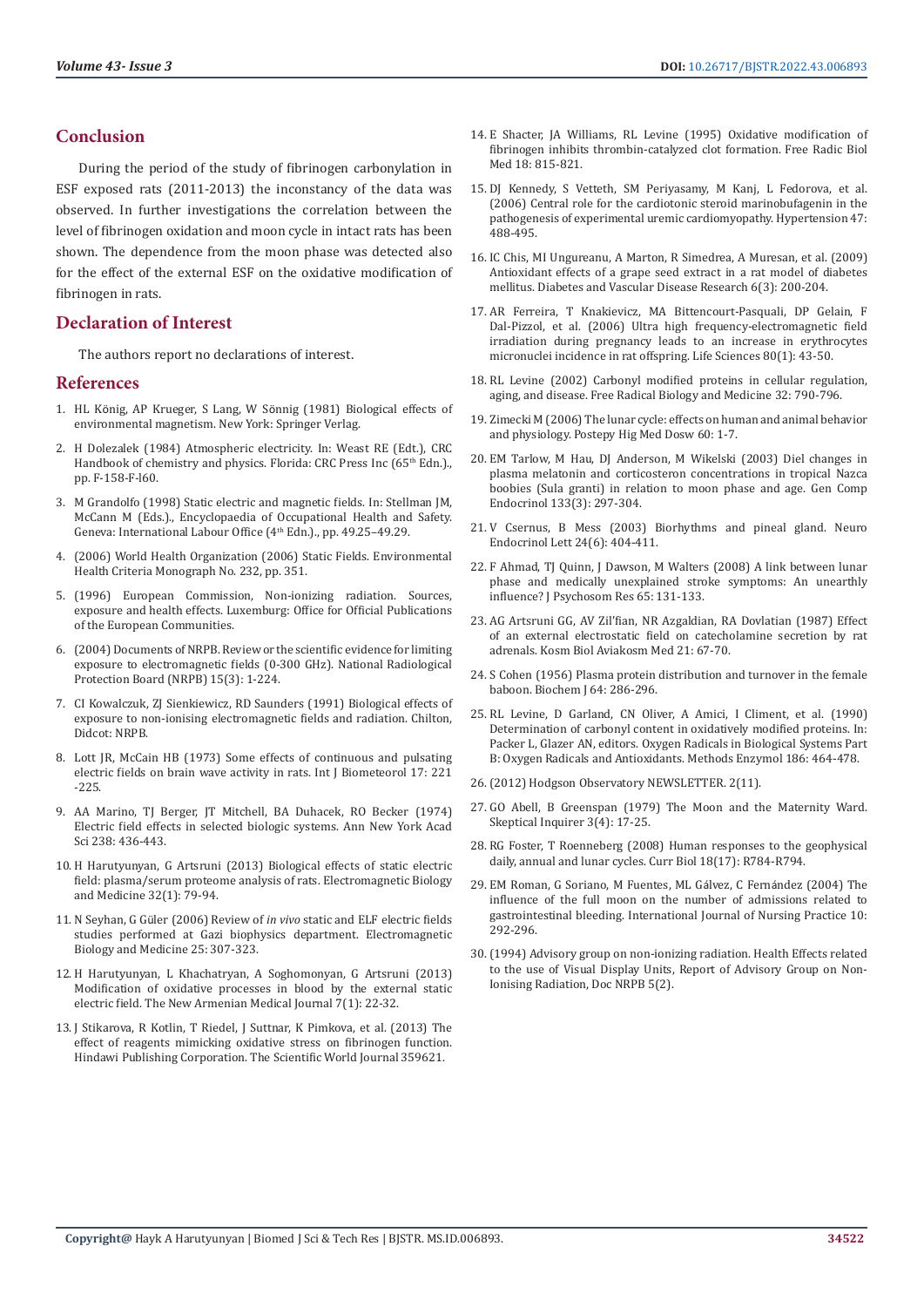## Conclusion

During the period of the study of fibrinogen carbonylation in ESF exposed rats (2011-2013) the inconstancy of the data was observed. In further investigations the correlation between the level of fibrinogen oxidation and moon cycle in intact rats has been shown. The dependence from the moon phase was detected also for the effect of the external ESF on the oxidative modification of fibrinogen in rats.

## Declaration of Interest

The authors report no declarations of interest.

## References

1. HL König, AP Krueger, S Lang, W Sönnig (1981) Biological effects of environmental magnetism. New York: Springer Verlag.
2. H Dolezalek (1984) Atmospheric electricity. In: Weast RE (Edt.), CRC Handbook of chemistry and physics. Florida: CRC Press Inc (65th Edn.), pp. F-158-F-l60.
3. M Grandolfo (1998) Static electric and magnetic fields. In: Stellman JM, McCann M (Eds.), Encyclopaedia of Occupational Health and Safety. Geneva: International Labour Office (4th Edn.), pp. 49.25–49.29.
4. (2006) World Health Organization (2006) Static Fields. Environmental Health Criteria Monograph No. 232, pp. 351.
5. (1996) European Commission, Non-ionizing radiation. Sources, exposure and health effects. Luxemburg: Office for Official Publications of the European Communities.
6. (2004) Documents of NRPB. Review or the scientific evidence for limiting exposure to electromagnetic fields (0-300 GHz). National Radiological Protection Board (NRPB) 15(3): 1-224.
7. CI Kowalczuk, ZJ Sienkiewicz, RD Saunders (1991) Biological effects of exposure to non-ionising electromagnetic fields and radiation. Chilton, Didcot: NRPB.
8. Lott JR, McCain HB (1973) Some effects of continuous and pulsating electric fields on brain wave activity in rats. Int J Biometeorol 17: 221 -225.
9. AA Marino, TJ Berger, JT Mitchell, BA Duhacek, RO Becker (1974) Electric field effects in selected biologic systems. Ann New York Acad Sci 238: 436-443.
10. H Harutyunyan, G Artsruni (2013) Biological effects of static electric field: plasma/serum proteome analysis of rats. Electromagnetic Biology and Medicine 32(1): 79-94.
11. N Seyhan, G Güler (2006) Review of *in vivo* static and ELF electric fields studies performed at Gazi biophysics department. Electromagnetic Biology and Medicine 25: 307-323.
12. H Harutyunyan, L Khachatryan, A Soghomonyan, G Artsruni (2013) Modification of oxidative processes in blood by the external static electric field. The New Armenian Medical Journal 7(1): 22-32.
13. J Stikarova, R Kotlin, T Riedel, J Suttnar, K Pimkova, et al. (2013) The effect of reagents mimicking oxidative stress on fibrinogen function. Hindawi Publishing Corporation. The Scientific World Journal 359621.
14. E Shacter, JA Williams, RL Levine (1995) Oxidative modification of fibrinogen inhibits thrombin-catalyzed clot formation. Free Radic Biol Med 18: 815-821.
15. DJ Kennedy, S Vetteth, SM Periyasamy, M Kanj, L Fedorova, et al. (2006) Central role for the cardiotonic steroid marinobufagenin in the pathogenesis of experimental uremic cardiomyopathy. Hypertension 47: 488-495.
16. IC Chis, MI Ungureanu, A Marton, R Simedrea, A Muresan, et al. (2009) Antioxidant effects of a grape seed extract in a rat model of diabetes mellitus. Diabetes and Vascular Disease Research 6(3): 200-204.
17. AR Ferreira, T Knakievicz, MA Bittencourt-Pasquali, DP Gelain, F Dal-Pizzol, et al. (2006) Ultra high frequency-electromagnetic field irradiation during pregnancy leads to an increase in erythrocytes micronuclei incidence in rat offspring. Life Sciences 80(1): 43-50.
18. RL Levine (2002) Carbonyl modified proteins in cellular regulation, aging, and disease. Free Radical Biology and Medicine 32: 790-796.
19. Zimecki M (2006) The lunar cycle: effects on human and animal behavior and physiology. Postepy Hig Med Dosw 60: 1-7.
20. EM Tarlow, M Hau, DJ Anderson, M Wikelski (2003) Diel changes in plasma melatonin and corticosteron concentrations in tropical Nazca boobies (Sula granti) in relation to moon phase and age. Gen Comp Endocrinol 133(3): 297-304.
21. V Csernus, B Mess (2003) Biorhythms and pineal gland. Neuro Endocrinol Lett 24(6): 404-411.
22. F Ahmad, TJ Quinn, J Dawson, M Walters (2008) A link between lunar phase and medically unexplained stroke symptoms: An unearthly influence? J Psychosom Res 65: 131-133.
23. AG Artsruni GG, AV Zil'fian, NR Azgaldian, RA Dovlatian (1987) Effect of an external electrostatic field on catecholamine secretion by rat adrenals. Kosm Biol Aviakosm Med 21: 67-70.
24. S Cohen (1956) Plasma protein distribution and turnover in the female baboon. Biochem J 64: 286-296.
25. RL Levine, D Garland, CN Oliver, A Amici, I Climent, et al. (1990) Determination of carbonyl content in oxidatively modified proteins. In: Packer L, Glazer AN, editors. Oxygen Radicals in Biological Systems Part B: Oxygen Radicals and Antioxidants. Methods Enzymol 186: 464-478.
26. (2012) Hodgson Observatory NEWSLETTER. 2(11).
27. GO Abell, B Greenspan (1979) The Moon and the Maternity Ward. Skeptical Inquirer 3(4): 17-25.
28. RG Foster, T Roenneberg (2008) Human responses to the geophysical daily, annual and lunar cycles. Curr Biol 18(17): R784-R794.
29. EM Roman, G Soriano, M Fuentes, ML Gálvez, C Fernández (2004) The influence of the full moon on the number of admissions related to gastrointestinal bleeding. International Journal of Nursing Practice 10: 292-296.
30. (1994) Advisory group on non-ionizing radiation. Health Effects related to the use of Visual Display Units, Report of Advisory Group on Non-Ionising Radiation, Doc NRPB 5(2).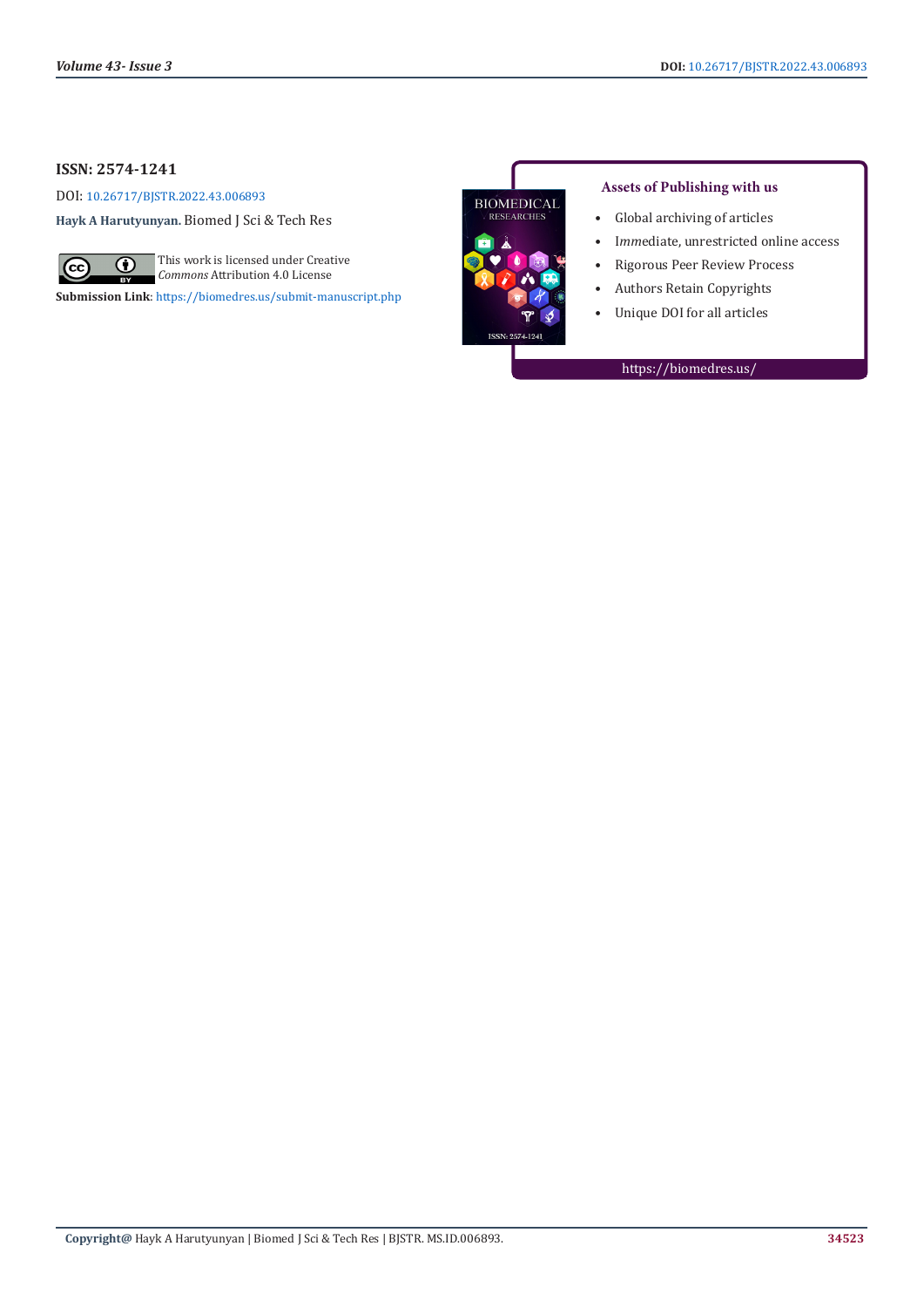**ISSN: 2574-1241**

DOI: 10.26717/BJSTR.2022.43.006893

**Hayk A Harutyunyan.** Biomed J Sci & Tech Res

This work is licensed under Creative *Commons* Attribution 4.0 License

**Submission Link**: https://biomedres.us/submit-manuscript.php

**Assets of Publishing with us**

- Global archiving of articles
- Immediate, unrestricted online access
- Rigorous Peer Review Process
- Authors Retain Copyrights
- Unique DOI for all articles

https://biomedres.us/